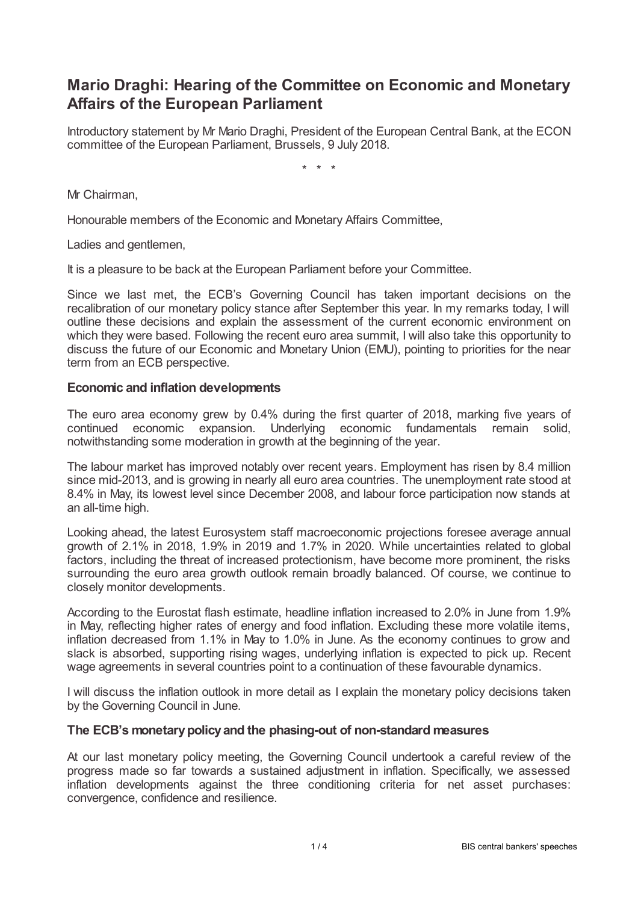# Mario Draghi: Hearing of the Committee on Economic and Monetary Affairs of the European Parliament

Introductory statement by Mr Mario Draghi, President of the European Central Bank, at the ECON committee of the European Parliament, Brussels, 9 July 2018.

\* \* \*

Mr Chairman,

Honourable members of the Economic and Monetary Affairs Committee,

Ladies and gentlemen,

It is a pleasure to be back at the European Parliament before your Committee.

Since we last met, the ECB's Governing Council has taken important decisions on the recalibration of our monetary policy stance after September this year. In my remarks today, I will outline these decisions and explain the assessment of the current economic environment on which they were based. Following the recent euro area summit, I will also take this opportunity to discuss the future of our Economic and Monetary Union (EMU), pointing to priorities for the near term from an ECB perspective.

### Economic and inflation developments

The euro area economy grew by 0.4% during the first quarter of 2018, marking five years of continued economic expansion. Underlying economic fundamentals remain solid, notwithstanding some moderation in growth at the beginning of the year.

The labour market has improved notably over recent years. Employment has risen by 8.4 million since mid-2013, and is growing in nearly all euro area countries. The unemployment rate stood at 8.4% in May, its lowest level since December 2008, and labour force participation now stands at an all-time high.

Looking ahead, the latest Eurosystem staff macroeconomic projections foresee average annual growth of 2.1% in 2018, 1.9% in 2019 and 1.7% in 2020. While uncertainties related to global factors, including the threat of increased protectionism, have become more prominent, the risks surrounding the euro area growth outlook remain broadly balanced. Of course, we continue to closely monitor developments.

According to the Eurostat flash estimate, headline inflation increased to 2.0% in June from 1.9% in May, reflecting higher rates of energy and food inflation. Excluding these more volatile items, inflation decreased from 1.1% in May to 1.0% in June. As the economy continues to grow and slack is absorbed, supporting rising wages, underlying inflation is expected to pick up. Recent wage agreements in several countries point to a continuation of these favourable dynamics.

I will discuss the inflation outlook in more detail as I explain the monetary policy decisions taken by the Governing Council in June.

### The ECB's monetary policy and the phasing-out of non-standard measures

At our last monetary policy meeting, the Governing Council undertook a careful review of the progress made so far towards a sustained adjustment in inflation. Specifically, we assessed inflation developments against the three conditioning criteria for net asset purchases: convergence, confidence and resilience.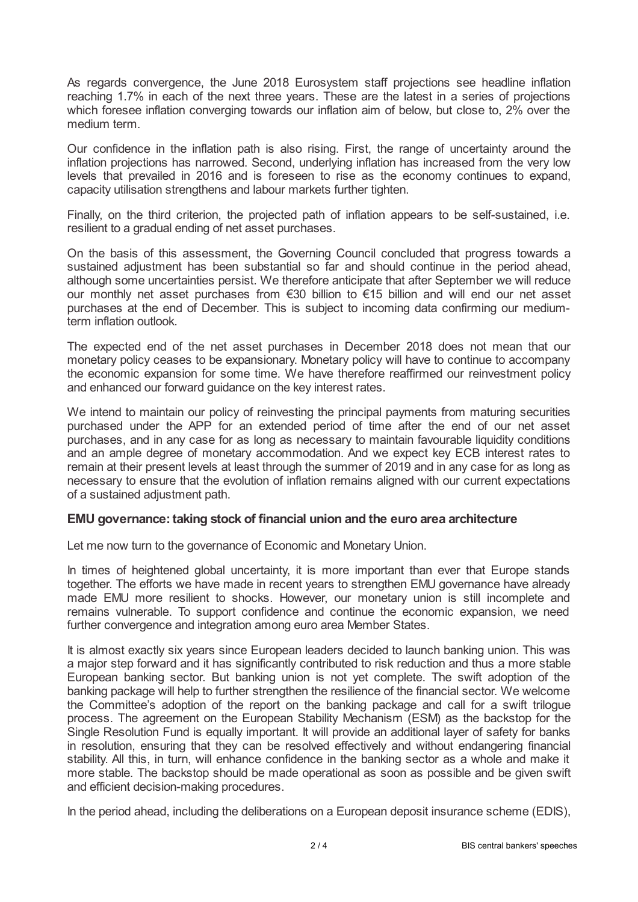As regards convergence, the June 2018 Eurosystem staff projections see headline inflation reaching 1.7% in each of the next three years. These are the latest in a series of projections which foresee inflation converging towards our inflation aim of below, but close to, 2% over the medium term.

Our confidence in the inflation path is also rising. First, the range of uncertainty around the inflation projections has narrowed. Second, underlying inflation has increased from the very low levels that prevailed in 2016 and is foreseen to rise as the economy continues to expand, capacity utilisation strengthens and labour markets further tighten.

Finally, on the third criterion, the projected path of inflation appears to be self-sustained, i.e. resilient to a gradual ending of net asset purchases.

On the basis of this assessment, the Governing Council concluded that progress towards a sustained adjustment has been substantial so far and should continue in the period ahead, although some uncertainties persist. We therefore anticipate that after September we will reduce our monthly net asset purchases from €30 billion to €15 billion and will end our net asset purchases at the end of December. This is subject to incoming data confirming our medium-term inflation outlook.

The expected end of the net asset purchases in December 2018 does not mean that our monetary policy ceases to be expansionary. Monetary policy will have to continue to accompany the economic expansion for some time. We have therefore reaffirmed our reinvestment policy and enhanced our forward guidance on the key interest rates.

We intend to maintain our policy of reinvesting the principal payments from maturing securities purchased under the APP for an extended period of time after the end of our net asset purchases, and in any case for as long as necessary to maintain favourable liquidity conditions and an ample degree of monetary accommodation. And we expect key ECB interest rates to remain at their present levels at least through the summer of 2019 and in any case for as long as necessary to ensure that the evolution of inflation remains aligned with our current expectations of a sustained adjustment path.

### EMU governance: taking stock of financial union and the euro area architecture

Let me now turn to the governance of Economic and Monetary Union.

In times of heightened global uncertainty, it is more important than ever that Europe stands together. The efforts we have made in recent years to strengthen EMU governance have already made EMU more resilient to shocks. However, our monetary union is still incomplete and remains vulnerable. To support confidence and continue the economic expansion, we need further convergence and integration among euro area Member States.

It is almost exactly six years since European leaders decided to launch banking union. This was a major step forward and it has significantly contributed to risk reduction and thus a more stable European banking sector. But banking union is not yet complete. The swift adoption of the banking package will help to further strengthen the resilience of the financial sector. We welcome the Committee's adoption of the report on the banking package and call for a swift trilogue process. The agreement on the European Stability Mechanism (ESM) as the backstop for the Single Resolution Fund is equally important. It will provide an additional layer of safety for banks in resolution, ensuring that they can be resolved effectively and without endangering financial stability. All this, in turn, will enhance confidence in the banking sector as a whole and make it more stable. The backstop should be made operational as soon as possible and be given swift and efficient decision-making procedures.

In the period ahead, including the deliberations on a European deposit insurance scheme (EDIS),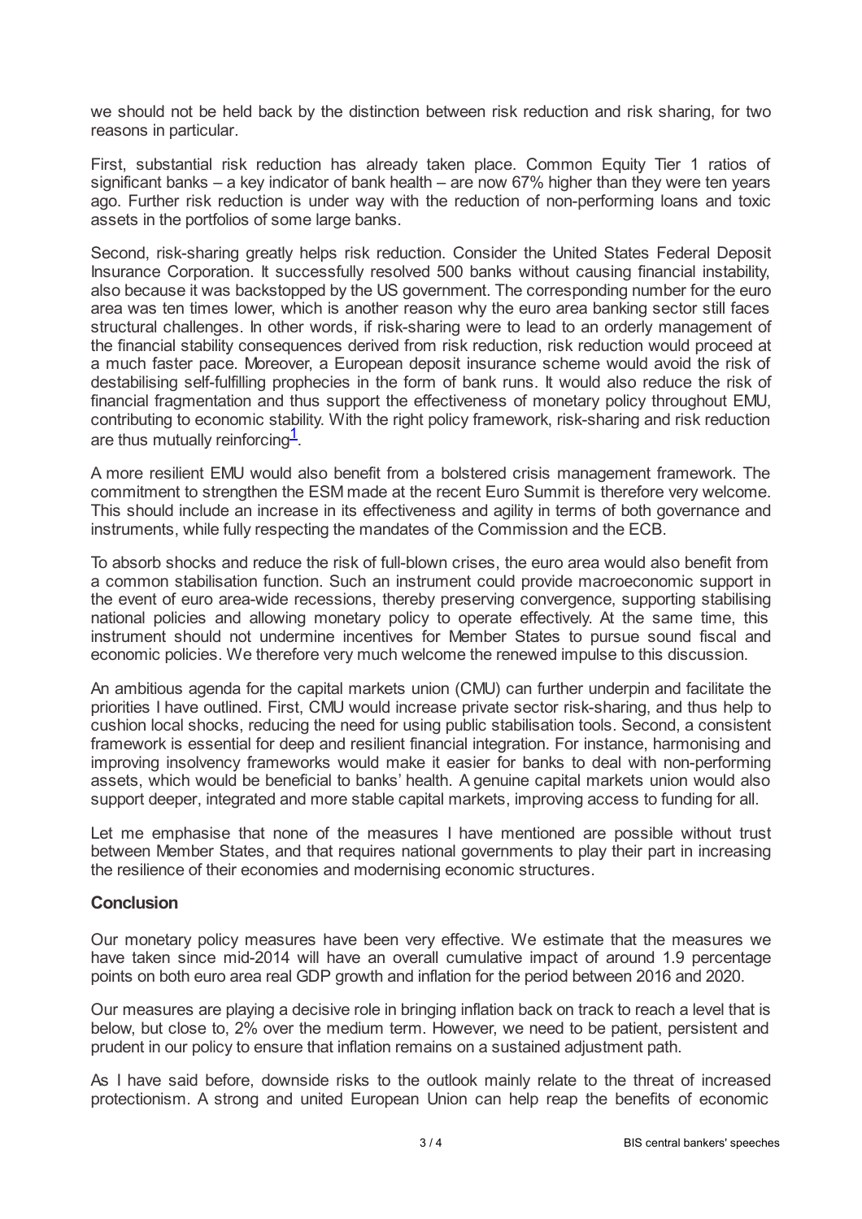we should not be held back by the distinction between risk reduction and risk sharing, for two reasons in particular.

First, substantial risk reduction has already taken place. Common Equity Tier 1 ratios of significant banks – a key indicator of bank health – are now 67% higher than they were ten years ago. Further risk reduction is under way with the reduction of non-performing loans and toxic assets in the portfolios of some large banks.

Second, risk-sharing greatly helps risk reduction. Consider the United States Federal Deposit Insurance Corporation. It successfully resolved 500 banks without causing financial instability, also because it was backstopped by the US government. The corresponding number for the euro area was ten times lower, which is another reason why the euro area banking sector still faces structural challenges. In other words, if risk-sharing were to lead to an orderly management of the financial stability consequences derived from risk reduction, risk reduction would proceed at a much faster pace. Moreover, a European deposit insurance scheme would avoid the risk of destabilising self-fulfilling prophecies in the form of bank runs. It would also reduce the risk of financial fragmentation and thus support the effectiveness of monetary policy throughout EMU, contributing to economic stability. With the right policy framework, risk-sharing and risk reduction are thus mutually reinforcing[1].

A more resilient EMU would also benefit from a bolstered crisis management framework. The commitment to strengthen the ESM made at the recent Euro Summit is therefore very welcome. This should include an increase in its effectiveness and agility in terms of both governance and instruments, while fully respecting the mandates of the Commission and the ECB.

To absorb shocks and reduce the risk of full-blown crises, the euro area would also benefit from a common stabilisation function. Such an instrument could provide macroeconomic support in the event of euro area-wide recessions, thereby preserving convergence, supporting stabilising national policies and allowing monetary policy to operate effectively. At the same time, this instrument should not undermine incentives for Member States to pursue sound fiscal and economic policies. We therefore very much welcome the renewed impulse to this discussion.

An ambitious agenda for the capital markets union (CMU) can further underpin and facilitate the priorities I have outlined. First, CMU would increase private sector risk-sharing, and thus help to cushion local shocks, reducing the need for using public stabilisation tools. Second, a consistent framework is essential for deep and resilient financial integration. For instance, harmonising and improving insolvency frameworks would make it easier for banks to deal with non-performing assets, which would be beneficial to banks' health. A genuine capital markets union would also support deeper, integrated and more stable capital markets, improving access to funding for all.

Let me emphasise that none of the measures I have mentioned are possible without trust between Member States, and that requires national governments to play their part in increasing the resilience of their economies and modernising economic structures.

## Conclusion

Our monetary policy measures have been very effective. We estimate that the measures we have taken since mid-2014 will have an overall cumulative impact of around 1.9 percentage points on both euro area real GDP growth and inflation for the period between 2016 and 2020.

Our measures are playing a decisive role in bringing inflation back on track to reach a level that is below, but close to, 2% over the medium term. However, we need to be patient, persistent and prudent in our policy to ensure that inflation remains on a sustained adjustment path.

As I have said before, downside risks to the outlook mainly relate to the threat of increased protectionism. A strong and united European Union can help reap the benefits of economic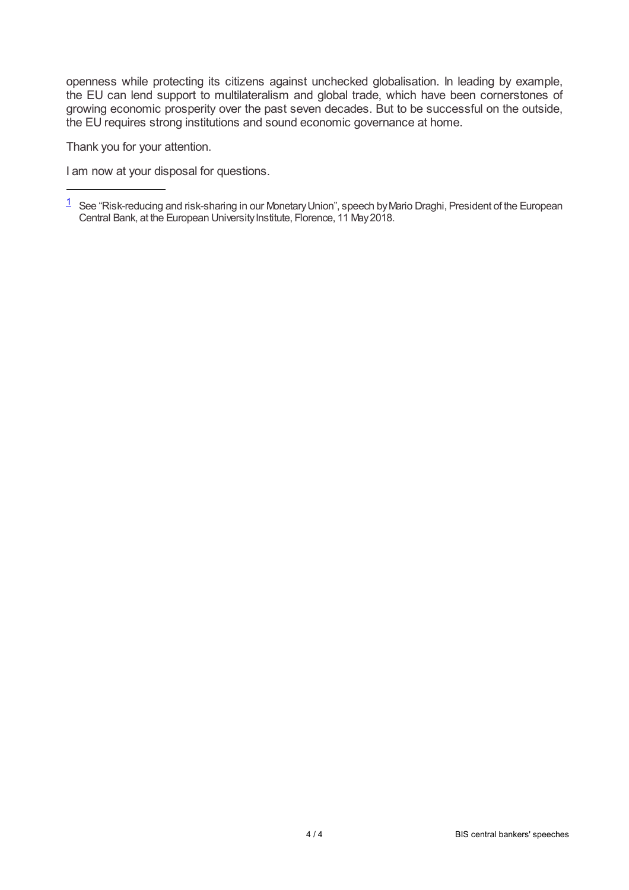openness while protecting its citizens against unchecked globalisation. In leading by example, the EU can lend support to multilateralism and global trade, which have been cornerstones of growing economic prosperity over the past seven decades. But to be successful on the outside, the EU requires strong institutions and sound economic governance at home.

Thank you for your attention.

I am now at your disposal for questions.

---

[1] See "Risk-reducing and risk-sharing in our Monetary Union", speech by Mario Draghi, President of the European Central Bank, at the European University Institute, Florence, 11 May 2018.